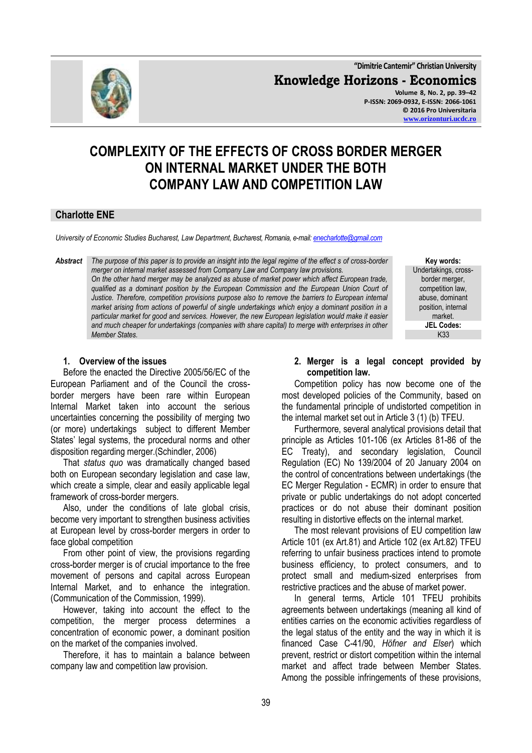# COMPLEXITY OF THE EFFECTS OF CROSS BORDER MERGER ON INTERNAL MARKET UNDER THE BOTH COMPANY LAW AND COMPETITION LAW

**Charlotte ENE**

*University of Economic Studies Bucharest, Law Department, Bucharest, Romania, e-mail: enecharlotte@gmail.com*

***Abstract*** *The purpose of this paper is to provide an insight into the legal regime of the effect s of cross-border merger on internal market assessed from Company Law and Company law provisions.*
*On the other hand merger may be analyzed as abuse of market power which affect European trade, qualified as a dominant position by the European Commission and the European Union Court of Justice. Therefore, competition provisions purpose also to remove the barriers to European internal market arising from actions of powerful of single undertakings which enjoy a dominant position in a particular market for good and services. However, the new European legislation would make it easier and much cheaper for undertakings (companies with share capital) to merge with enterprises in other Member States.*

**Key words:** Undertakings, cross-border merger, competition law, abuse, dominant position, internal market.

**JEL Codes:** K33

## 1. Overview of the issues

Before the enacted the Directive 2005/56/EC of the European Parliament and of the Council the cross-border mergers have been rare within European Internal Market taken into account the serious uncertainties concerning the possibility of merging two (or more) undertakings subject to different Member States' legal systems, the procedural norms and other disposition regarding merger.(Schindler, 2006)

That *status quo* was dramatically changed based both on European secondary legislation and case law, which create a simple, clear and easily applicable legal framework of cross-border mergers.

Also, under the conditions of late global crisis, become very important to strengthen business activities at European level by cross-border mergers in order to face global competition

From other point of view, the provisions regarding cross-border merger is of crucial importance to the free movement of persons and capital across European Internal Market, and to enhance the integration. (Communication of the Commission, 1999).

However, taking into account the effect to the competition, the merger process determines a concentration of economic power, a dominant position on the market of the companies involved.

Therefore, it has to maintain a balance between company law and competition law provision.

## 2. Merger is a legal concept provided by competition law.

Competition policy has now become one of the most developed policies of the Community, based on the fundamental principle of undistorted competition in the internal market set out in Article 3 (1) (b) TFEU.

Furthermore, several analytical provisions detail that principle as Articles 101-106 (ex Articles 81-86 of the EC Treaty), and secondary legislation, Council Regulation (EC) No 139/2004 of 20 January 2004 on the control of concentrations between undertakings (the EC Merger Regulation - ECMR) in order to ensure that private or public undertakings do not adopt concerted practices or do not abuse their dominant position resulting in distortive effects on the internal market.

The most relevant provisions of EU competition law Article 101 (ex Art.81) and Article 102 (ex Art.82) TFEU referring to unfair business practices intend to promote business efficiency, to protect consumers, and to protect small and medium-sized enterprises from restrictive practices and the abuse of market power.

In general terms, Article 101 TFEU prohibits agreements between undertakings (meaning all kind of entities carries on the economic activities regardless of the legal status of the entity and the way in which it is financed Case C-41/90, *Höfner and Elser*) which prevent, restrict or distort competition within the internal market and affect trade between Member States. Among the possible infringements of these provisions,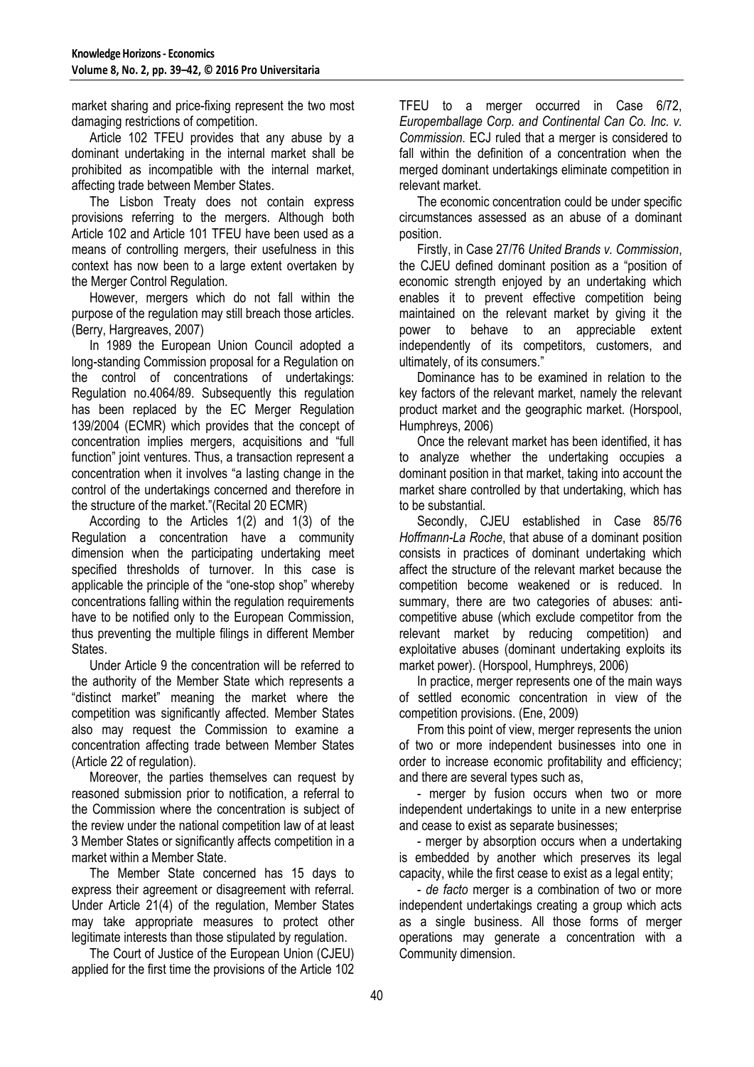market sharing and price-fixing represent the two most damaging restrictions of competition.

Article 102 TFEU provides that any abuse by a dominant undertaking in the internal market shall be prohibited as incompatible with the internal market, affecting trade between Member States.

The Lisbon Treaty does not contain express provisions referring to the mergers. Although both Article 102 and Article 101 TFEU have been used as a means of controlling mergers, their usefulness in this context has now been to a large extent overtaken by the Merger Control Regulation.

However, mergers which do not fall within the purpose of the regulation may still breach those articles. (Berry, Hargreaves, 2007)

In 1989 the European Union Council adopted a long-standing Commission proposal for a Regulation on the control of concentrations of undertakings: Regulation no.4064/89. Subsequently this regulation has been replaced by the EC Merger Regulation 139/2004 (ECMR) which provides that the concept of concentration implies mergers, acquisitions and "full function" joint ventures. Thus, a transaction represent a concentration when it involves "a lasting change in the control of the undertakings concerned and therefore in the structure of the market."(Recital 20 ECMR)

According to the Articles 1(2) and 1(3) of the Regulation a concentration have a community dimension when the participating undertaking meet specified thresholds of turnover. In this case is applicable the principle of the "one-stop shop" whereby concentrations falling within the regulation requirements have to be notified only to the European Commission, thus preventing the multiple filings in different Member States.

Under Article 9 the concentration will be referred to the authority of the Member State which represents a "distinct market" meaning the market where the competition was significantly affected. Member States also may request the Commission to examine a concentration affecting trade between Member States (Article 22 of regulation).

Moreover, the parties themselves can request by reasoned submission prior to notification, a referral to the Commission where the concentration is subject of the review under the national competition law of at least 3 Member States or significantly affects competition in a market within a Member State.

The Member State concerned has 15 days to express their agreement or disagreement with referral. Under Article 21(4) of the regulation, Member States may take appropriate measures to protect other legitimate interests than those stipulated by regulation.

The Court of Justice of the European Union (CJEU) applied for the first time the provisions of the Article 102 TFEU to a merger occurred in Case 6/72, *Europemballage Corp. and Continental Can Co. Inc. v. Commission*. ECJ ruled that a merger is considered to fall within the definition of a concentration when the merged dominant undertakings eliminate competition in relevant market.

The economic concentration could be under specific circumstances assessed as an abuse of a dominant position.

Firstly, in Case 27/76 *United Brands v. Commission*, the CJEU defined dominant position as a "position of economic strength enjoyed by an undertaking which enables it to prevent effective competition being maintained on the relevant market by giving it the power to behave to an appreciable extent independently of its competitors, customers, and ultimately, of its consumers."

Dominance has to be examined in relation to the key factors of the relevant market, namely the relevant product market and the geographic market. (Horspool, Humphreys, 2006)

Once the relevant market has been identified, it has to analyze whether the undertaking occupies a dominant position in that market, taking into account the market share controlled by that undertaking, which has to be substantial.

Secondly, CJEU established in Case 85/76 *Hoffmann-La Roche*, that abuse of a dominant position consists in practices of dominant undertaking which affect the structure of the relevant market because the competition become weakened or is reduced. In summary, there are two categories of abuses: anti-competitive abuse (which exclude competitor from the relevant market by reducing competition) and exploitative abuses (dominant undertaking exploits its market power). (Horspool, Humphreys, 2006)

In practice, merger represents one of the main ways of settled economic concentration in view of the competition provisions. (Ene, 2009)

From this point of view, merger represents the union of two or more independent businesses into one in order to increase economic profitability and efficiency; and there are several types such as,

- merger by fusion occurs when two or more independent undertakings to unite in a new enterprise and cease to exist as separate businesses;
- merger by absorption occurs when a undertaking is embedded by another which preserves its legal capacity, while the first cease to exist as a legal entity;
- *de facto* merger is a combination of two or more independent undertakings creating a group which acts as a single business. All those forms of merger operations may generate a concentration with a Community dimension.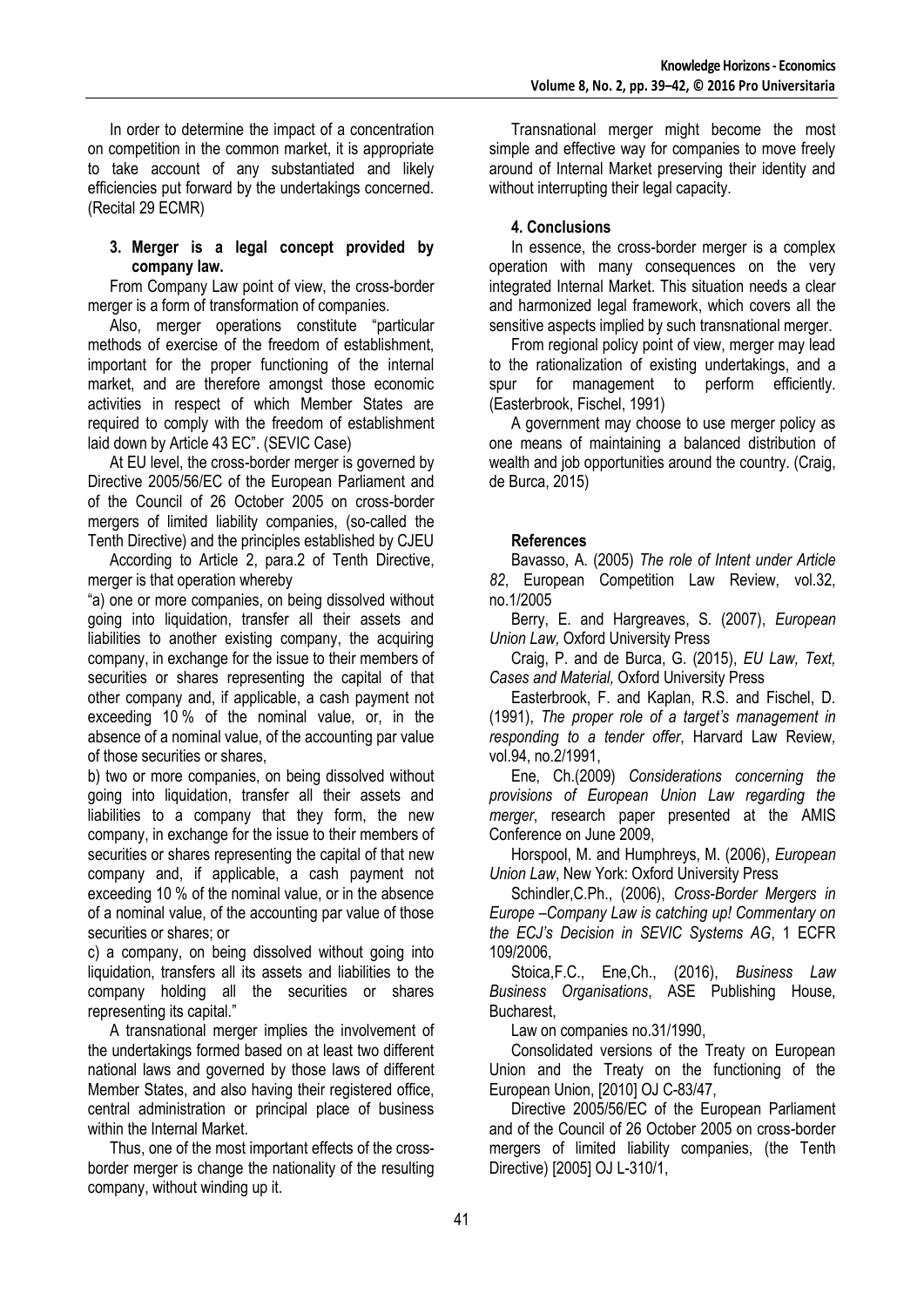In order to determine the impact of a concentration on competition in the common market, it is appropriate to take account of any substantiated and likely efficiencies put forward by the undertakings concerned. (Recital 29 ECMR)

### 3. Merger is a legal concept provided by company law.

From Company Law point of view, the cross-border merger is a form of transformation of companies.

Also, merger operations constitute "particular methods of exercise of the freedom of establishment, important for the proper functioning of the internal market, and are therefore amongst those economic activities in respect of which Member States are required to comply with the freedom of establishment laid down by Article 43 EC". (SEVIC Case)

At EU level, the cross-border merger is governed by Directive 2005/56/EC of the European Parliament and of the Council of 26 October 2005 on cross-border mergers of limited liability companies, (so-called the Tenth Directive) and the principles established by CJEU

According to Article 2, para.2 of Tenth Directive, merger is that operation whereby

"a) one or more companies, on being dissolved without going into liquidation, transfer all their assets and liabilities to another existing company, the acquiring company, in exchange for the issue to their members of securities or shares representing the capital of that other company and, if applicable, a cash payment not exceeding 10 % of the nominal value, or, in the absence of a nominal value, of the accounting par value of those securities or shares,

b) two or more companies, on being dissolved without going into liquidation, transfer all their assets and liabilities to a company that they form, the new company, in exchange for the issue to their members of securities or shares representing the capital of that new company and, if applicable, a cash payment not exceeding 10 % of the nominal value, or in the absence of a nominal value, of the accounting par value of those securities or shares; or

c) a company, on being dissolved without going into liquidation, transfers all its assets and liabilities to the company holding all the securities or shares representing its capital."

A transnational merger implies the involvement of the undertakings formed based on at least two different national laws and governed by those laws of different Member States, and also having their registered office, central administration or principal place of business within the Internal Market.

Thus, one of the most important effects of the cross-border merger is change the nationality of the resulting company, without winding up it.

Transnational merger might become the most simple and effective way for companies to move freely around of Internal Market preserving their identity and without interrupting their legal capacity.

### 4. Conclusions

In essence, the cross-border merger is a complex operation with many consequences on the very integrated Internal Market. This situation needs a clear and harmonized legal framework, which covers all the sensitive aspects implied by such transnational merger.

From regional policy point of view, merger may lead to the rationalization of existing undertakings, and a spur for management to perform efficiently. (Easterbrook, Fischel, 1991)

A government may choose to use merger policy as one means of maintaining a balanced distribution of wealth and job opportunities around the country. (Craig, de Burca, 2015)

### References

Bavasso, A. (2005) *The role of Intent under Article 82*, European Competition Law Review, vol.32, no.1/2005

Berry, E. and Hargreaves, S. (2007), *European Union Law,* Oxford University Press

Craig, P. and de Burca, G. (2015), *EU Law, Text, Cases and Material,* Oxford University Press

Easterbrook, F. and Kaplan, R.S. and Fischel, D. (1991), *The proper role of a target's management in responding to a tender offer*, Harvard Law Review, vol.94, no.2/1991,

Ene, Ch.(2009) *Considerations concerning the provisions of European Union Law regarding the merger*, research paper presented at the AMIS Conference on June 2009,

Horspool, M. and Humphreys, M. (2006), *European Union Law*, New York: Oxford University Press

Schindler,C.Ph., (2006), *Cross-Border Mergers in Europe –Company Law is catching up! Commentary on the ECJ's Decision in SEVIC Systems AG*, 1 ECFR 109/2006,

Stoica,F.C., Ene,Ch., (2016), *Business Law Business Organisations*, ASE Publishing House, Bucharest,

Law on companies no.31/1990,

Consolidated versions of the Treaty on European Union and the Treaty on the functioning of the European Union, [2010] OJ C-83/47,

Directive 2005/56/EC of the European Parliament and of the Council of 26 October 2005 on cross-border mergers of limited liability companies, (the Tenth Directive) [2005] OJ L-310/1,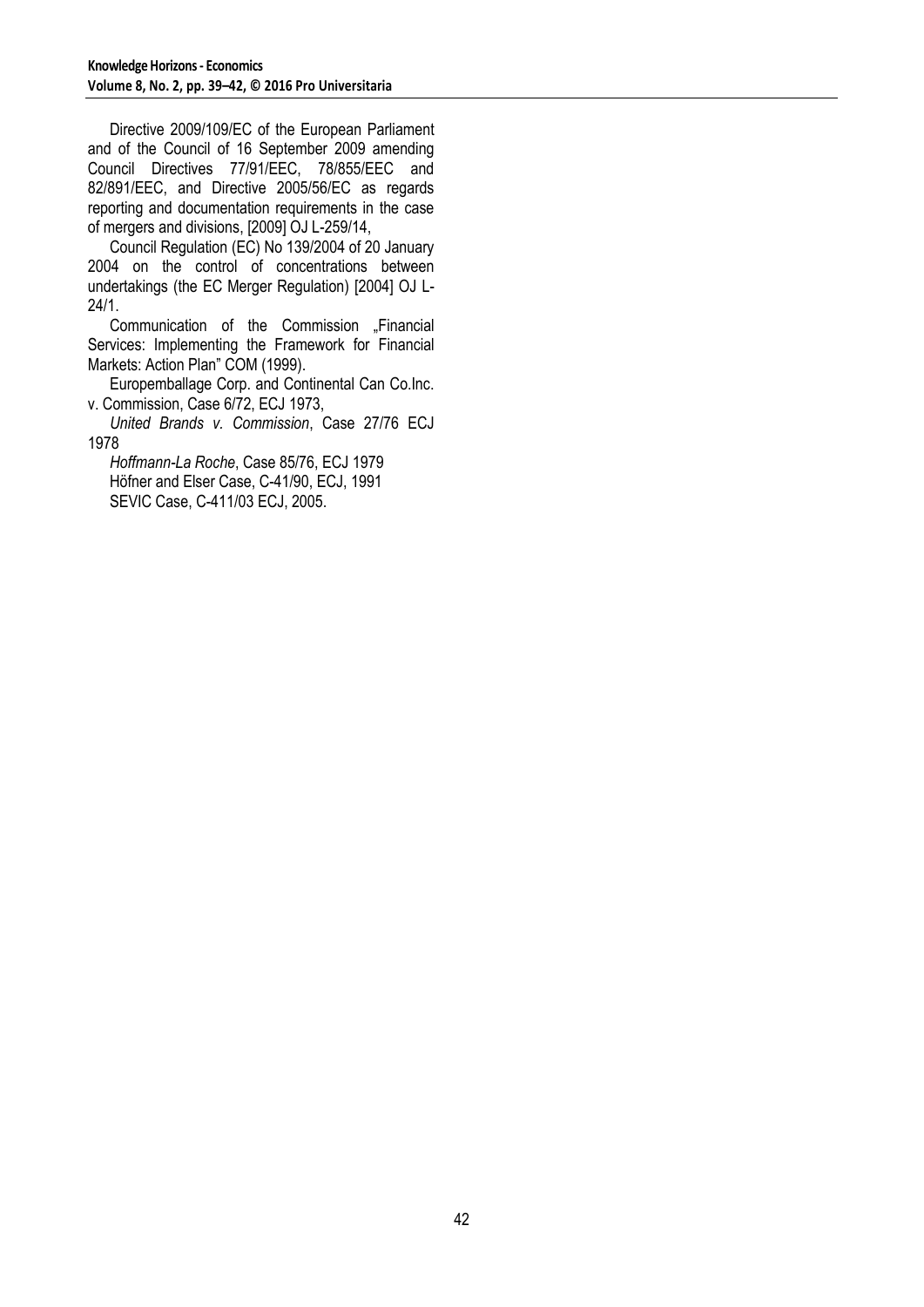Directive 2009/109/EC of the European Parliament and of the Council of 16 September 2009 amending Council Directives 77/91/EEC, 78/855/EEC and 82/891/EEC, and Directive 2005/56/EC as regards reporting and documentation requirements in the case of mergers and divisions, [2009] OJ L-259/14,

Council Regulation (EC) No 139/2004 of 20 January 2004 on the control of concentrations between undertakings (the EC Merger Regulation) [2004] OJ L-24/1.

Communication of the Commission „Financial Services: Implementing the Framework for Financial Markets: Action Plan" COM (1999).

Europemballage Corp. and Continental Can Co.Inc. v. Commission, Case 6/72, ECJ 1973,

*United Brands v. Commission*, Case 27/76 ECJ 1978

*Hoffmann-La Roche*, Case 85/76, ECJ 1979

Höfner and Elser Case, C-41/90, ECJ, 1991

SEVIC Case, C-411/03 ECJ, 2005.